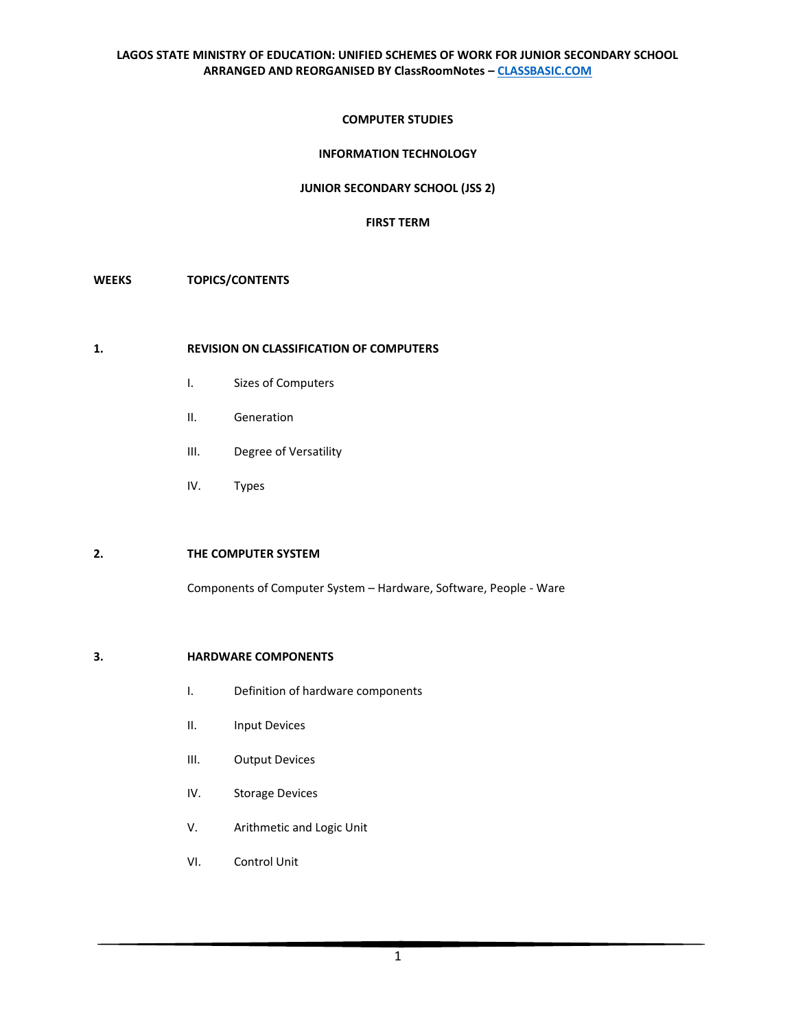**LAGOS STATE MINISTRY OF EDUCATION: UNIFIED SCHEMES OF WORK FOR JUNIOR SECONDARY SCHOOL**
**ARRANGED AND REORGANISED BY ClassRoomNotes – CLASSBASIC.COM**

# COMPUTER STUDIES

## INFORMATION TECHNOLOGY

## JUNIOR SECONDARY SCHOOL (JSS 2)

## FIRST TERM

**WEEKS** **TOPICS/CONTENTS**

**1.** **REVISION ON CLASSIFICATION OF COMPUTERS**

I. Sizes of Computers

II. Generation

III. Degree of Versatility

IV. Types

**2.** **THE COMPUTER SYSTEM**

Components of Computer System – Hardware, Software, People - Ware

**3.** **HARDWARE COMPONENTS**

I. Definition of hardware components

II. Input Devices

III. Output Devices

IV. Storage Devices

V. Arithmetic and Logic Unit

VI. Control Unit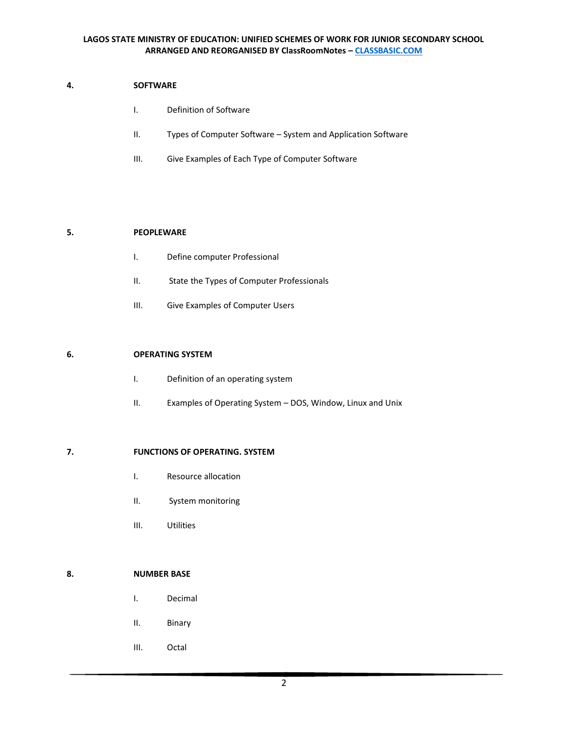**4. SOFTWARE**

- I. Definition of Software
- II. Types of Computer Software – System and Application Software
- III. Give Examples of Each Type of Computer Software

**5. PEOPLEWARE**

- I. Define computer Professional
- II. State the Types of Computer Professionals
- III. Give Examples of Computer Users

**6. OPERATING SYSTEM**

- I. Definition of an operating system
- II. Examples of Operating System – DOS, Window, Linux and Unix

**7. FUNCTIONS OF OPERATING. SYSTEM**

- I. Resource allocation
- II. System monitoring
- III. Utilities

**8. NUMBER BASE**

- I. Decimal
- II. Binary
- III. Octal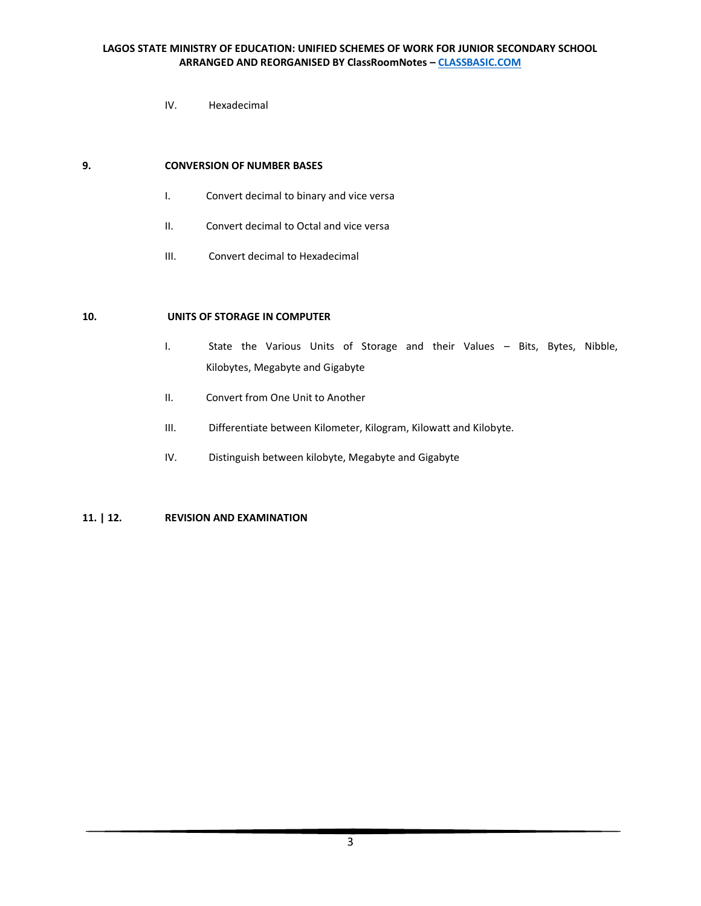IV. Hexadecimal

**9. CONVERSION OF NUMBER BASES**

I. Convert decimal to binary and vice versa

II. Convert decimal to Octal and vice versa

III. Convert decimal to Hexadecimal

**10. UNITS OF STORAGE IN COMPUTER**

I. State the Various Units of Storage and their Values – Bits, Bytes, Nibble, Kilobytes, Megabyte and Gigabyte

II. Convert from One Unit to Another

III. Differentiate between Kilometer, Kilogram, Kilowatt and Kilobyte.

IV. Distinguish between kilobyte, Megabyte and Gigabyte

**11. | 12. REVISION AND EXAMINATION**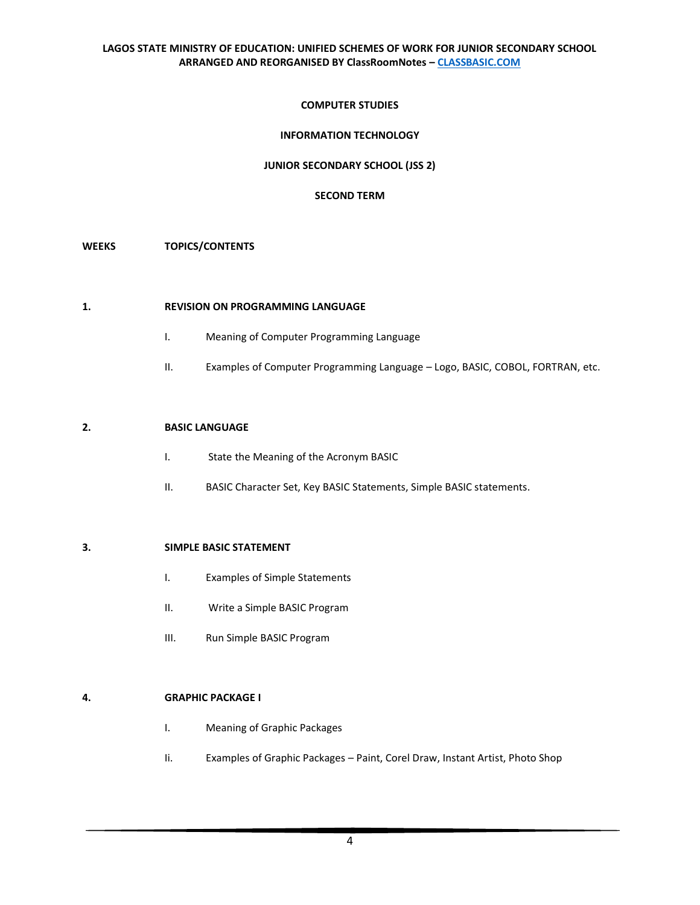**LAGOS STATE MINISTRY OF EDUCATION: UNIFIED SCHEMES OF WORK FOR JUNIOR SECONDARY SCHOOL**
**ARRANGED AND REORGANISED BY ClassRoomNotes – CLASSBASIC.COM**

**COMPUTER STUDIES**

**INFORMATION TECHNOLOGY**

**JUNIOR SECONDARY SCHOOL (JSS 2)**

**SECOND TERM**

**WEEKS TOPICS/CONTENTS**

**1. REVISION ON PROGRAMMING LANGUAGE**

I. Meaning of Computer Programming Language

II. Examples of Computer Programming Language – Logo, BASIC, COBOL, FORTRAN, etc.

**2. BASIC LANGUAGE**

I. State the Meaning of the Acronym BASIC

II. BASIC Character Set, Key BASIC Statements, Simple BASIC statements.

**3. SIMPLE BASIC STATEMENT**

I. Examples of Simple Statements

II. Write a Simple BASIC Program

III. Run Simple BASIC Program

**4. GRAPHIC PACKAGE I**

I. Meaning of Graphic Packages

Ii. Examples of Graphic Packages – Paint, Corel Draw, Instant Artist, Photo Shop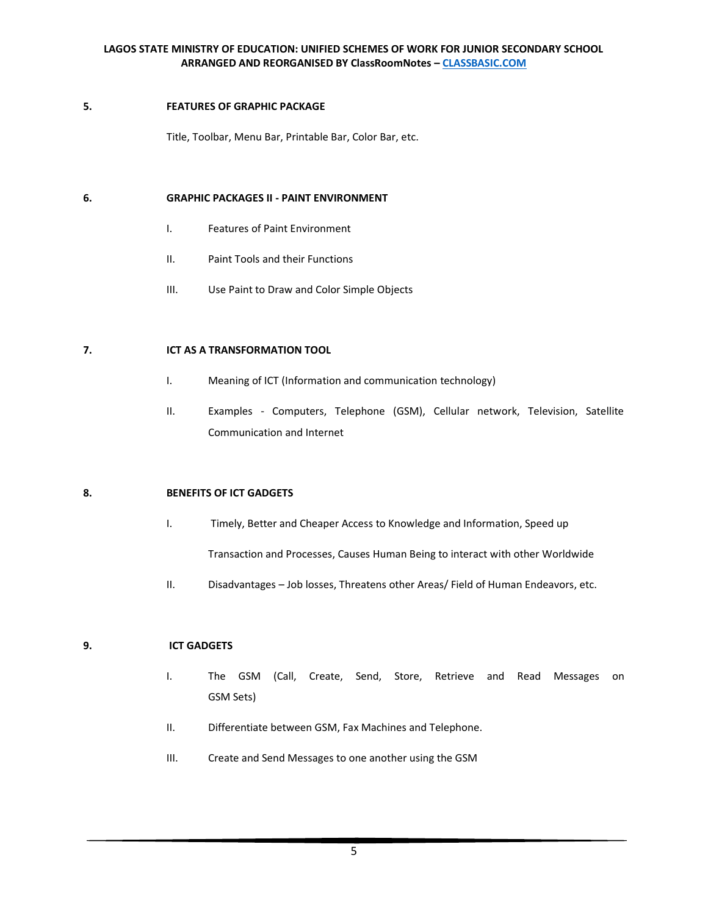**5. FEATURES OF GRAPHIC PACKAGE**

Title, Toolbar, Menu Bar, Printable Bar, Color Bar, etc.

**6. GRAPHIC PACKAGES II - PAINT ENVIRONMENT**

I. Features of Paint Environment

II. Paint Tools and their Functions

III. Use Paint to Draw and Color Simple Objects

**7. ICT AS A TRANSFORMATION TOOL**

I. Meaning of ICT (Information and communication technology)

II. Examples - Computers, Telephone (GSM), Cellular network, Television, Satellite Communication and Internet

**8. BENEFITS OF ICT GADGETS**

I. Timely, Better and Cheaper Access to Knowledge and Information, Speed up Transaction and Processes, Causes Human Being to interact with other Worldwide

II. Disadvantages – Job losses, Threatens other Areas/ Field of Human Endeavors, etc.

**9. ICT GADGETS**

I. The GSM (Call, Create, Send, Store, Retrieve and Read Messages on GSM Sets)

II. Differentiate between GSM, Fax Machines and Telephone.

III. Create and Send Messages to one another using the GSM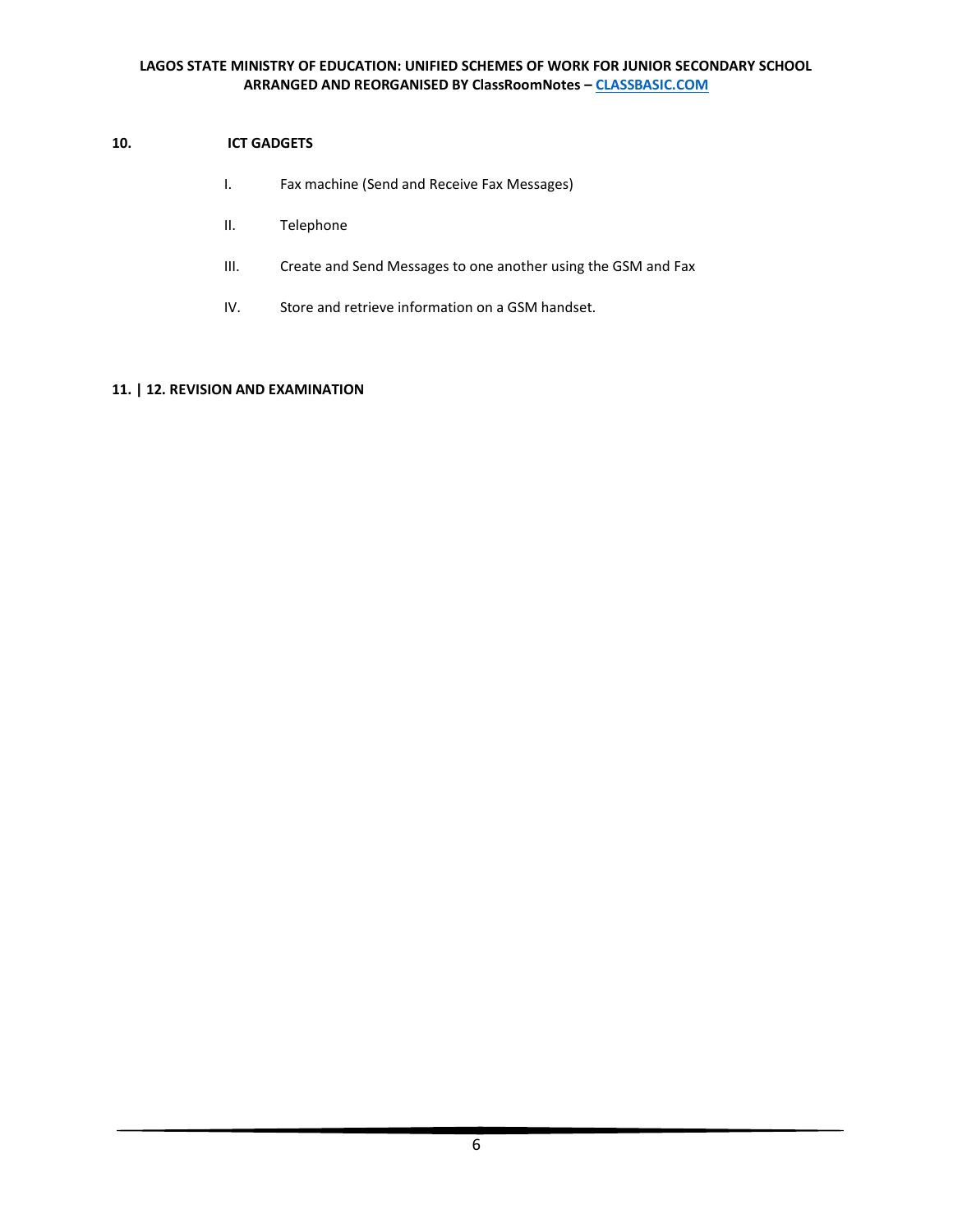**10. ICT GADGETS**

- I. Fax machine (Send and Receive Fax Messages)
- II. Telephone
- III. Create and Send Messages to one another using the GSM and Fax
- IV. Store and retrieve information on a GSM handset.

**11. | 12. REVISION AND EXAMINATION**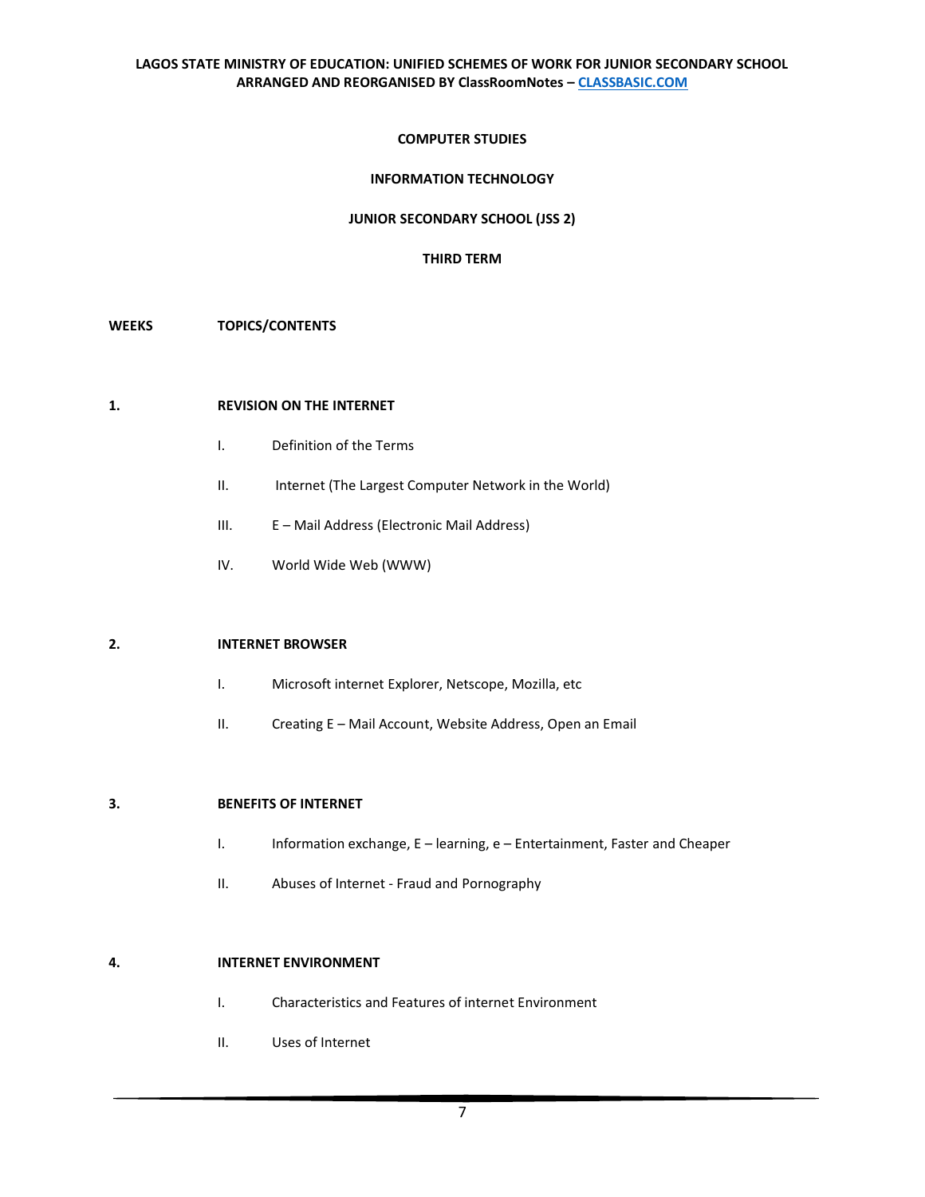**COMPUTER STUDIES**

**INFORMATION TECHNOLOGY**

**JUNIOR SECONDARY SCHOOL (JSS 2)**

**THIRD TERM**

| WEEKS | TOPICS/CONTENTS |
|---|---|
| **1.** | **REVISION ON THE INTERNET** |
| | I. Definition of the Terms |
| | II. Internet (The Largest Computer Network in the World) |
| | III. E – Mail Address (Electronic Mail Address) |
| | IV. World Wide Web (WWW) |
| **2.** | **INTERNET BROWSER** |
| | I. Microsoft internet Explorer, Netscope, Mozilla, etc |
| | II. Creating E – Mail Account, Website Address, Open an Email |
| **3.** | **BENEFITS OF INTERNET** |
| | I. Information exchange, E – learning, e – Entertainment, Faster and Cheaper |
| | II. Abuses of Internet - Fraud and Pornography |
| **4.** | **INTERNET ENVIRONMENT** |
| | I. Characteristics and Features of internet Environment |
| | II. Uses of Internet |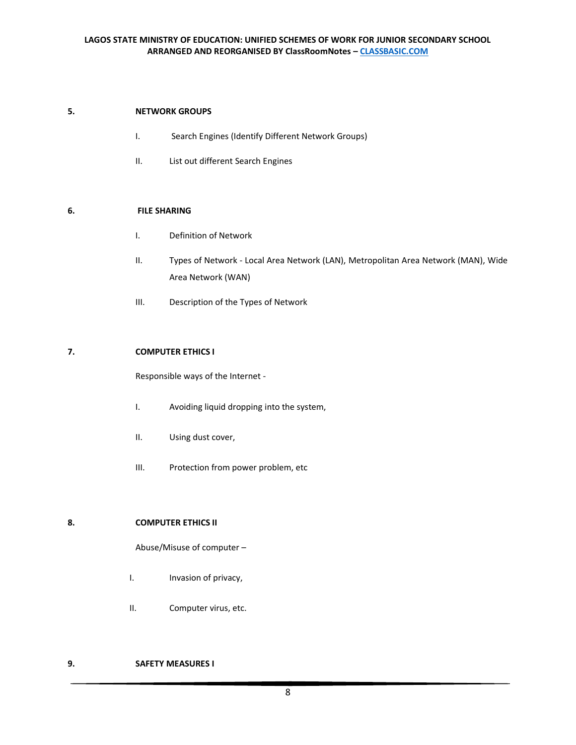**5. NETWORK GROUPS**

I. Search Engines (Identify Different Network Groups)

II. List out different Search Engines

**6. FILE SHARING**

I. Definition of Network

II. Types of Network - Local Area Network (LAN), Metropolitan Area Network (MAN), Wide Area Network (WAN)

III. Description of the Types of Network

**7. COMPUTER ETHICS I**

Responsible ways of the Internet -

I. Avoiding liquid dropping into the system,

II. Using dust cover,

III. Protection from power problem, etc

**8. COMPUTER ETHICS II**

Abuse/Misuse of computer –

I. Invasion of privacy,

II. Computer virus, etc.

**9. SAFETY MEASURES I**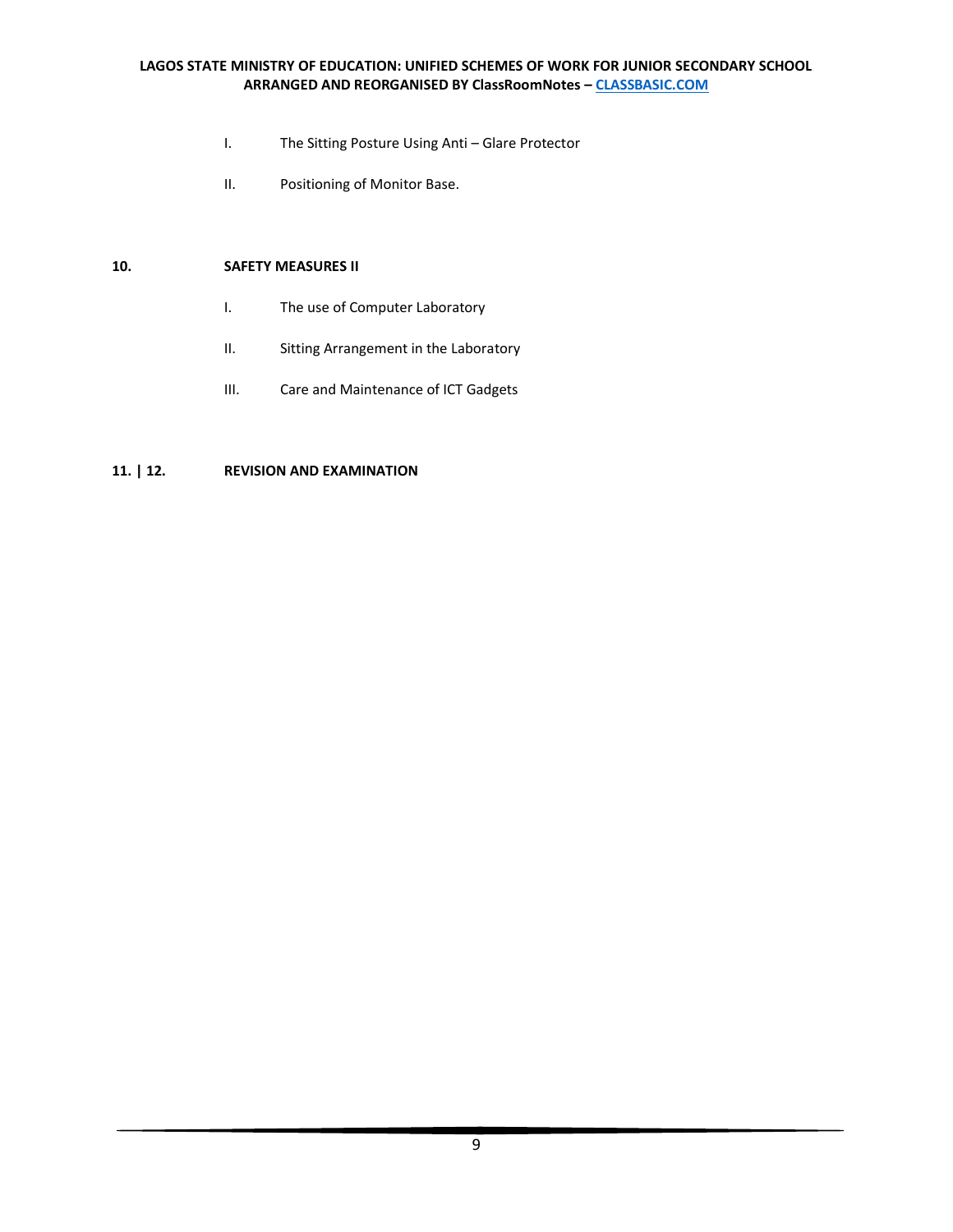I. The Sitting Posture Using Anti – Glare Protector

II. Positioning of Monitor Base.

**10. SAFETY MEASURES II**

I. The use of Computer Laboratory

II. Sitting Arrangement in the Laboratory

III. Care and Maintenance of ICT Gadgets

**11. | 12. REVISION AND EXAMINATION**